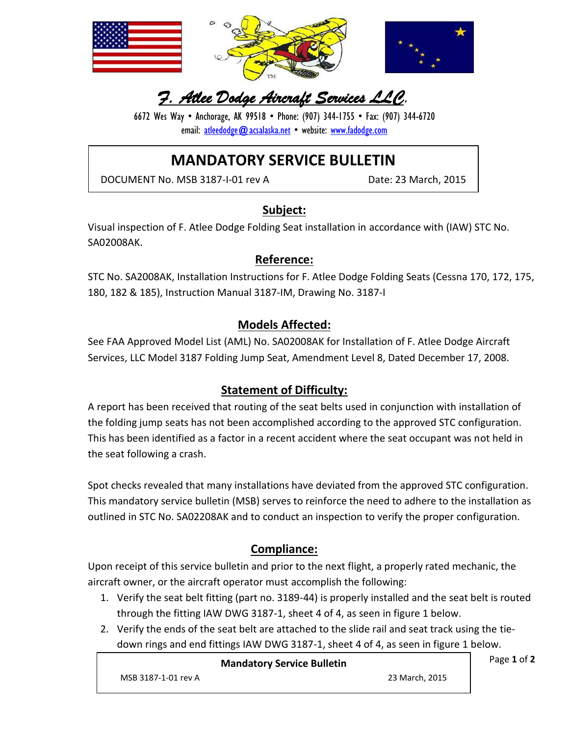# *F. Atlee Dodge Aircraft Services LLC.*

6672 Wes Way • Anchorage, AK 99518 • Phone: (907) 344-1755 • Fax: (907) 344-6720
email: atleedodge@acsalaska.net • website: www.fadodge.com

## MANDATORY SERVICE BULLETIN

DOCUMENT No. MSB 3187-I-01 rev A — Date: 23 March, 2015

### Subject:

Visual inspection of F. Atlee Dodge Folding Seat installation in accordance with (IAW) STC No. SA02008AK.

### Reference:

STC No. SA2008AK, Installation Instructions for F. Atlee Dodge Folding Seats (Cessna 170, 172, 175, 180, 182 & 185), Instruction Manual 3187-IM, Drawing No. 3187-I

### Models Affected:

See FAA Approved Model List (AML) No. SA02008AK for Installation of F. Atlee Dodge Aircraft Services, LLC Model 3187 Folding Jump Seat, Amendment Level 8, Dated December 17, 2008.

### Statement of Difficulty:

A report has been received that routing of the seat belts used in conjunction with installation of the folding jump seats has not been accomplished according to the approved STC configuration. This has been identified as a factor in a recent accident where the seat occupant was not held in the seat following a crash.

Spot checks revealed that many installations have deviated from the approved STC configuration. This mandatory service bulletin (MSB) serves to reinforce the need to adhere to the installation as outlined in STC No. SA02208AK and to conduct an inspection to verify the proper configuration.

### Compliance:

Upon receipt of this service bulletin and prior to the next flight, a properly rated mechanic, the aircraft owner, or the aircraft operator must accomplish the following:

1. Verify the seat belt fitting (part no. 3189-44) is properly installed and the seat belt is routed through the fitting IAW DWG 3187-1, sheet 4 of 4, as seen in figure 1 below.
2. Verify the ends of the seat belt are attached to the slide rail and seat track using the tie-down rings and end fittings IAW DWG 3187-1, sheet 4 of 4, as seen in figure 1 below.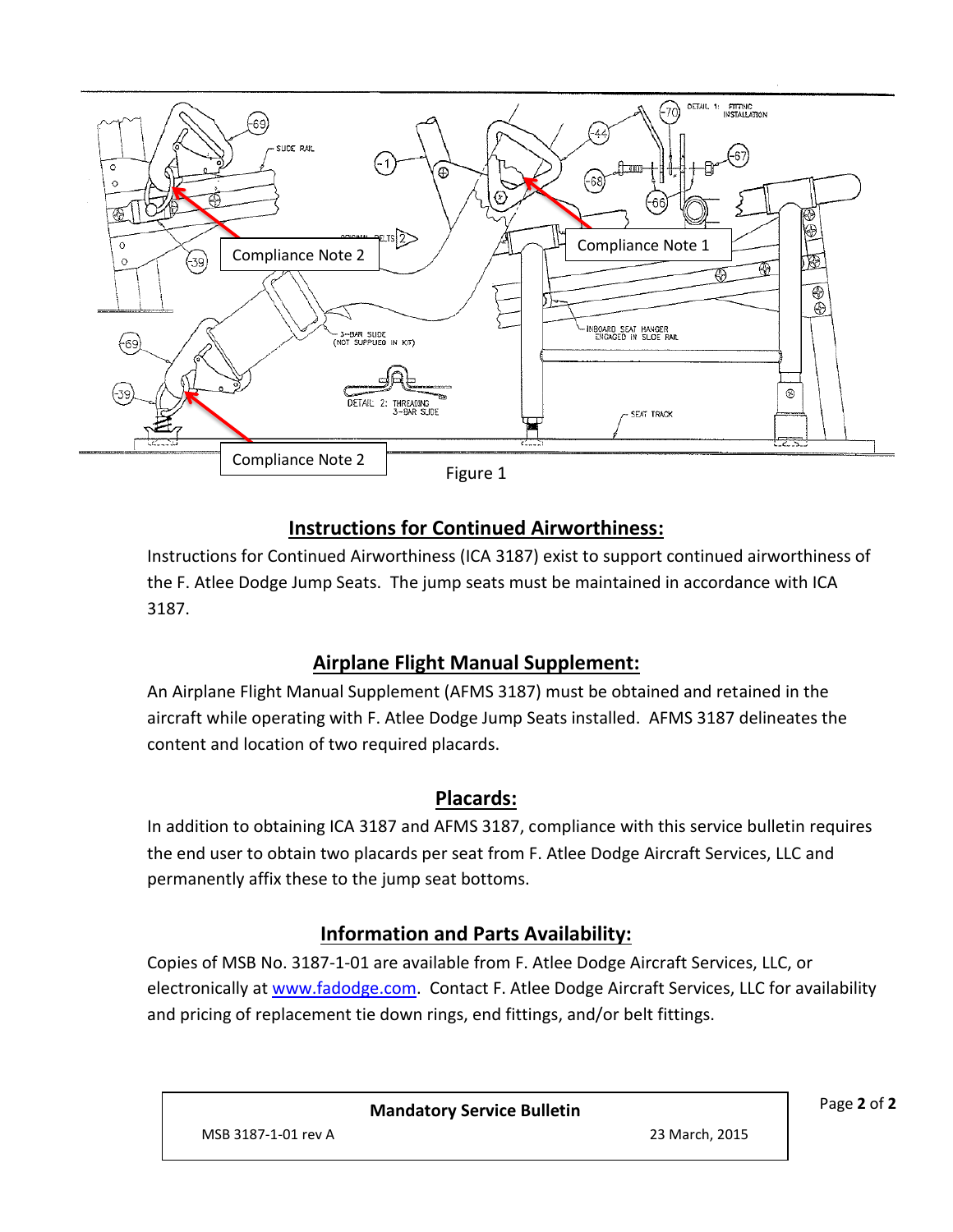Compliance Note 2

Compliance Note 1

Compliance Note 2

Figure 1

## Instructions for Continued Airworthiness:

Instructions for Continued Airworthiness (ICA 3187) exist to support continued airworthiness of the F. Atlee Dodge Jump Seats. The jump seats must be maintained in accordance with ICA 3187.

## Airplane Flight Manual Supplement:

An Airplane Flight Manual Supplement (AFMS 3187) must be obtained and retained in the aircraft while operating with F. Atlee Dodge Jump Seats installed. AFMS 3187 delineates the content and location of two required placards.

## Placards:

In addition to obtaining ICA 3187 and AFMS 3187, compliance with this service bulletin requires the end user to obtain two placards per seat from F. Atlee Dodge Aircraft Services, LLC and permanently affix these to the jump seat bottoms.

## Information and Parts Availability:

Copies of MSB No. 3187-1-01 are available from F. Atlee Dodge Aircraft Services, LLC, or electronically at www.fadodge.com. Contact F. Atlee Dodge Aircraft Services, LLC for availability and pricing of replacement tie down rings, end fittings, and/or belt fittings.